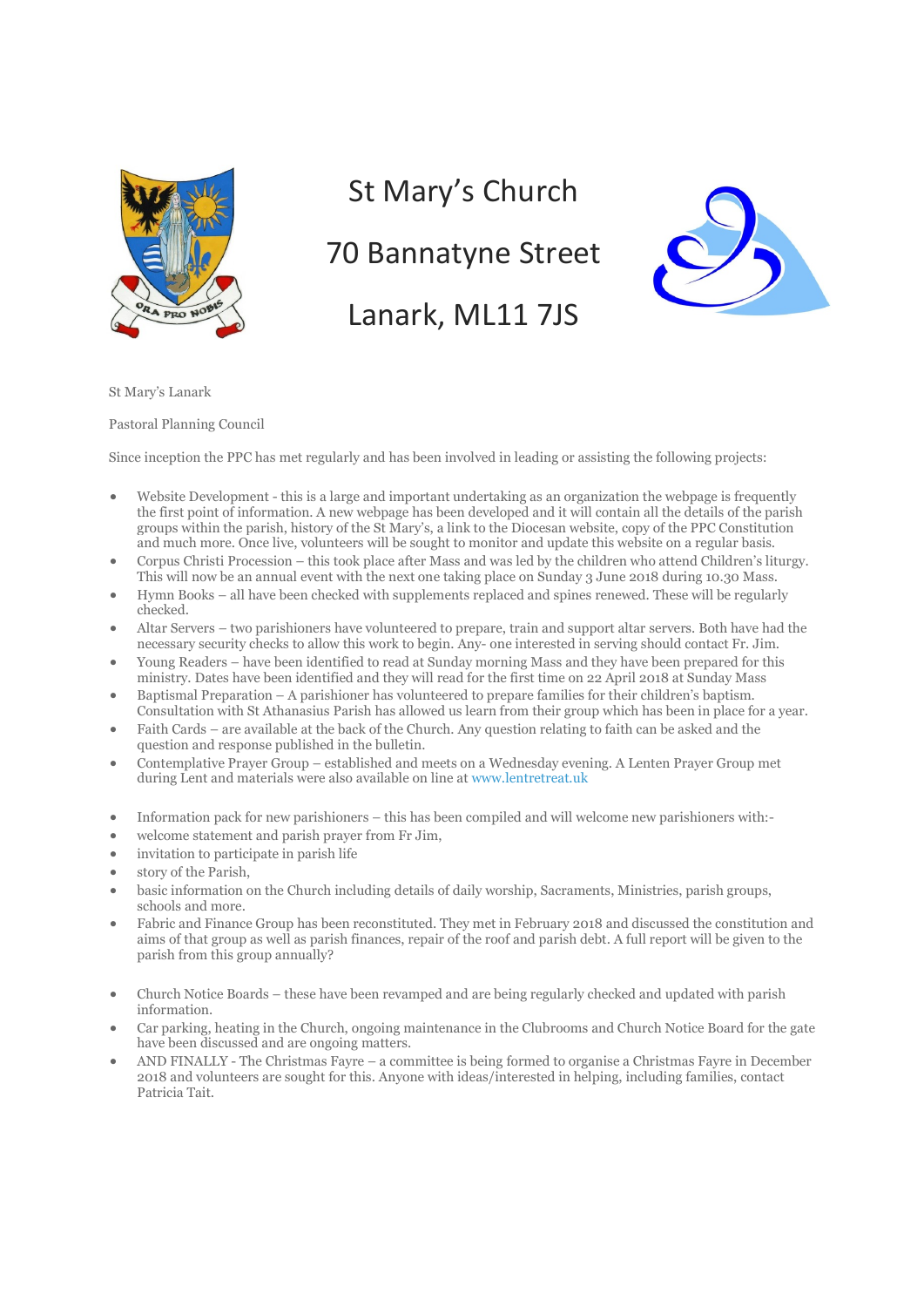# St Mary's Church

# 70 Bannatyne Street

# Lanark, ML11 7JS

St Mary's Lanark

Pastoral Planning Council

Since inception the PPC has met regularly and has been involved in leading or assisting the following projects:

- Website Development - this is a large and important undertaking as an organization the webpage is frequently the first point of information. A new webpage has been developed and it will contain all the details of the parish groups within the parish, history of the St Mary's, a link to the Diocesan website, copy of the PPC Constitution and much more. Once live, volunteers will be sought to monitor and update this website on a regular basis.
- Corpus Christi Procession – this took place after Mass and was led by the children who attend Children's liturgy. This will now be an annual event with the next one taking place on Sunday 3 June 2018 during 10.30 Mass.
- Hymn Books – all have been checked with supplements replaced and spines renewed. These will be regularly checked.
- Altar Servers – two parishioners have volunteered to prepare, train and support altar servers. Both have had the necessary security checks to allow this work to begin. Any- one interested in serving should contact Fr. Jim.
- Young Readers – have been identified to read at Sunday morning Mass and they have been prepared for this ministry. Dates have been identified and they will read for the first time on 22 April 2018 at Sunday Mass
- Baptismal Preparation – A parishioner has volunteered to prepare families for their children's baptism. Consultation with St Athanasius Parish has allowed us learn from their group which has been in place for a year.
- Faith Cards – are available at the back of the Church. Any question relating to faith can be asked and the question and response published in the bulletin.
- Contemplative Prayer Group – established and meets on a Wednesday evening. A Lenten Prayer Group met during Lent and materials were also available on line at www.lentretreat.uk

- Information pack for new parishioners – this has been compiled and will welcome new parishioners with:-
- welcome statement and parish prayer from Fr Jim,
- invitation to participate in parish life
- story of the Parish,
- basic information on the Church including details of daily worship, Sacraments, Ministries, parish groups, schools and more.
- Fabric and Finance Group has been reconstituted. They met in February 2018 and discussed the constitution and aims of that group as well as parish finances, repair of the roof and parish debt. A full report will be given to the parish from this group annually?

- Church Notice Boards – these have been revamped and are being regularly checked and updated with parish information.
- Car parking, heating in the Church, ongoing maintenance in the Clubrooms and Church Notice Board for the gate have been discussed and are ongoing matters.
- AND FINALLY - The Christmas Fayre – a committee is being formed to organise a Christmas Fayre in December 2018 and volunteers are sought for this. Anyone with ideas/interested in helping, including families, contact Patricia Tait.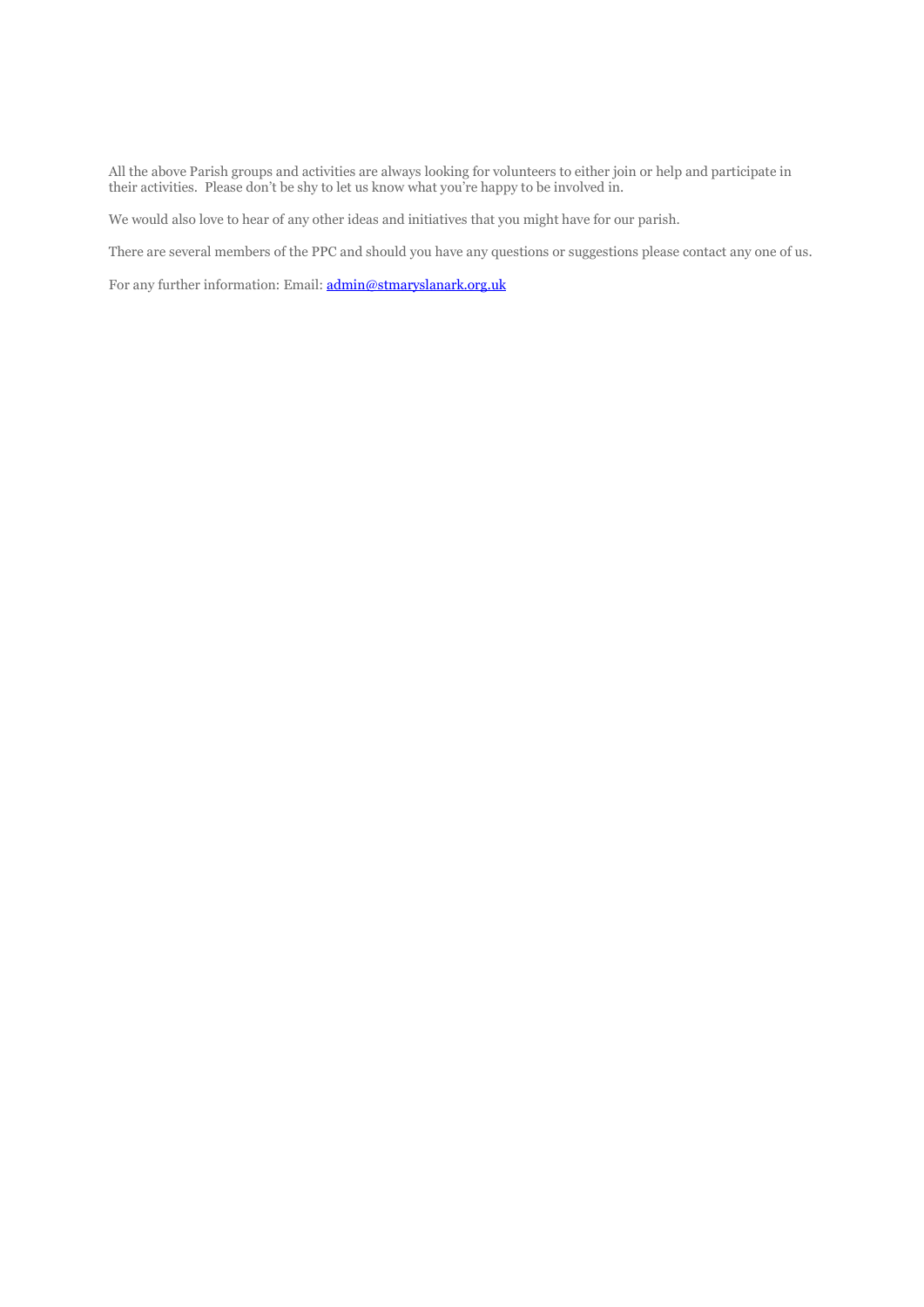All the above Parish groups and activities are always looking for volunteers to either join or help and participate in their activities. Please don't be shy to let us know what you're happy to be involved in.

We would also love to hear of any other ideas and initiatives that you might have for our parish.

There are several members of the PPC and should you have any questions or suggestions please contact any one of us.

For any further information: Email: admin@stmaryslanark.org.uk